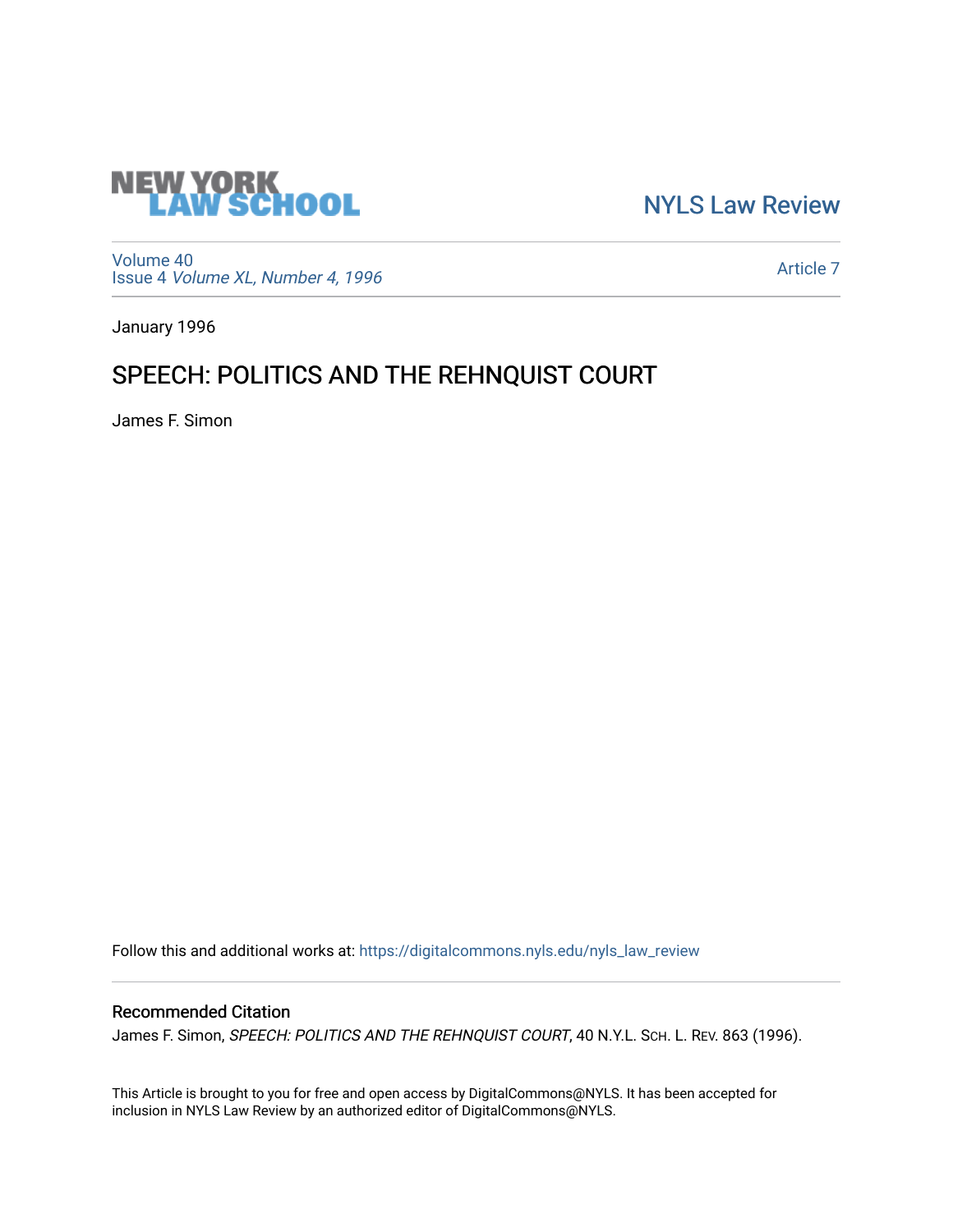NEW YORK LAW SCHOOL

NYLS Law Review

Volume 40
Issue 4 *Volume XL, Number 4, 1996*

Article 7

January 1996

# SPEECH: POLITICS AND THE REHNQUIST COURT

James F. Simon

Follow this and additional works at: https://digitalcommons.nyls.edu/nyls_law_review

## Recommended Citation

James F. Simon, *SPEECH: POLITICS AND THE REHNQUIST COURT*, 40 N.Y.L. Sch. L. Rev. 863 (1996).

This Article is brought to you for free and open access by DigitalCommons@NYLS. It has been accepted for inclusion in NYLS Law Review by an authorized editor of DigitalCommons@NYLS.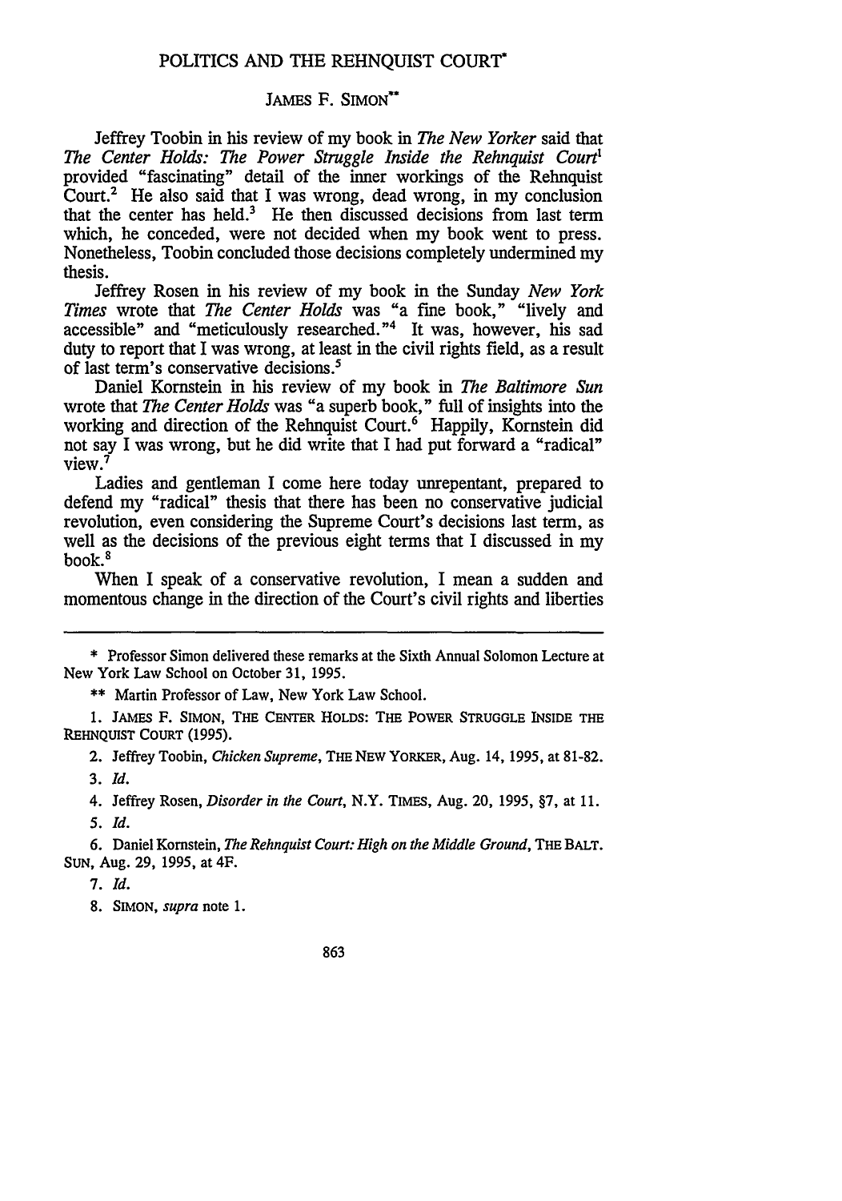# POLITICS AND THE REHNQUIST COURT*

JAMES F. SIMON**

Jeffrey Toobin in his review of my book in *The New Yorker* said that *The Center Holds: The Power Struggle Inside the Rehnquist Court*[1] provided "fascinating" detail of the inner workings of the Rehnquist Court.[2] He also said that I was wrong, dead wrong, in my conclusion that the center has held.[3] He then discussed decisions from last term which, he conceded, were not decided when my book went to press. Nonetheless, Toobin concluded those decisions completely undermined my thesis.

Jeffrey Rosen in his review of my book in the Sunday *New York Times* wrote that *The Center Holds* was "a fine book," "lively and accessible" and "meticulously researched."[4] It was, however, his sad duty to report that I was wrong, at least in the civil rights field, as a result of last term's conservative decisions.[5]

Daniel Kornstein in his review of my book in *The Baltimore Sun* wrote that *The Center Holds* was "a superb book," full of insights into the working and direction of the Rehnquist Court.[6] Happily, Kornstein did not say I was wrong, but he did write that I had put forward a "radical" view.[7]

Ladies and gentleman I come here today unrepentant, prepared to defend my "radical" thesis that there has been no conservative judicial revolution, even considering the Supreme Court's decisions last term, as well as the decisions of the previous eight terms that I discussed in my book.[8]

When I speak of a conservative revolution, I mean a sudden and momentous change in the direction of the Court's civil rights and liberties

---

\* Professor Simon delivered these remarks at the Sixth Annual Solomon Lecture at New York Law School on October 31, 1995.

\*\* Martin Professor of Law, New York Law School.

1. JAMES F. SIMON, THE CENTER HOLDS: THE POWER STRUGGLE INSIDE THE REHNQUIST COURT (1995).

2. Jeffrey Toobin, *Chicken Supreme*, THE NEW YORKER, Aug. 14, 1995, at 81-82.

3. *Id.*

4. Jeffrey Rosen, *Disorder in the Court*, N.Y. TIMES, Aug. 20, 1995, §7, at 11.

5. *Id.*

6. Daniel Kornstein, *The Rehnquist Court: High on the Middle Ground*, THE BALT. SUN, Aug. 29, 1995, at 4F.

7. *Id.*

8. SIMON, *supra* note 1.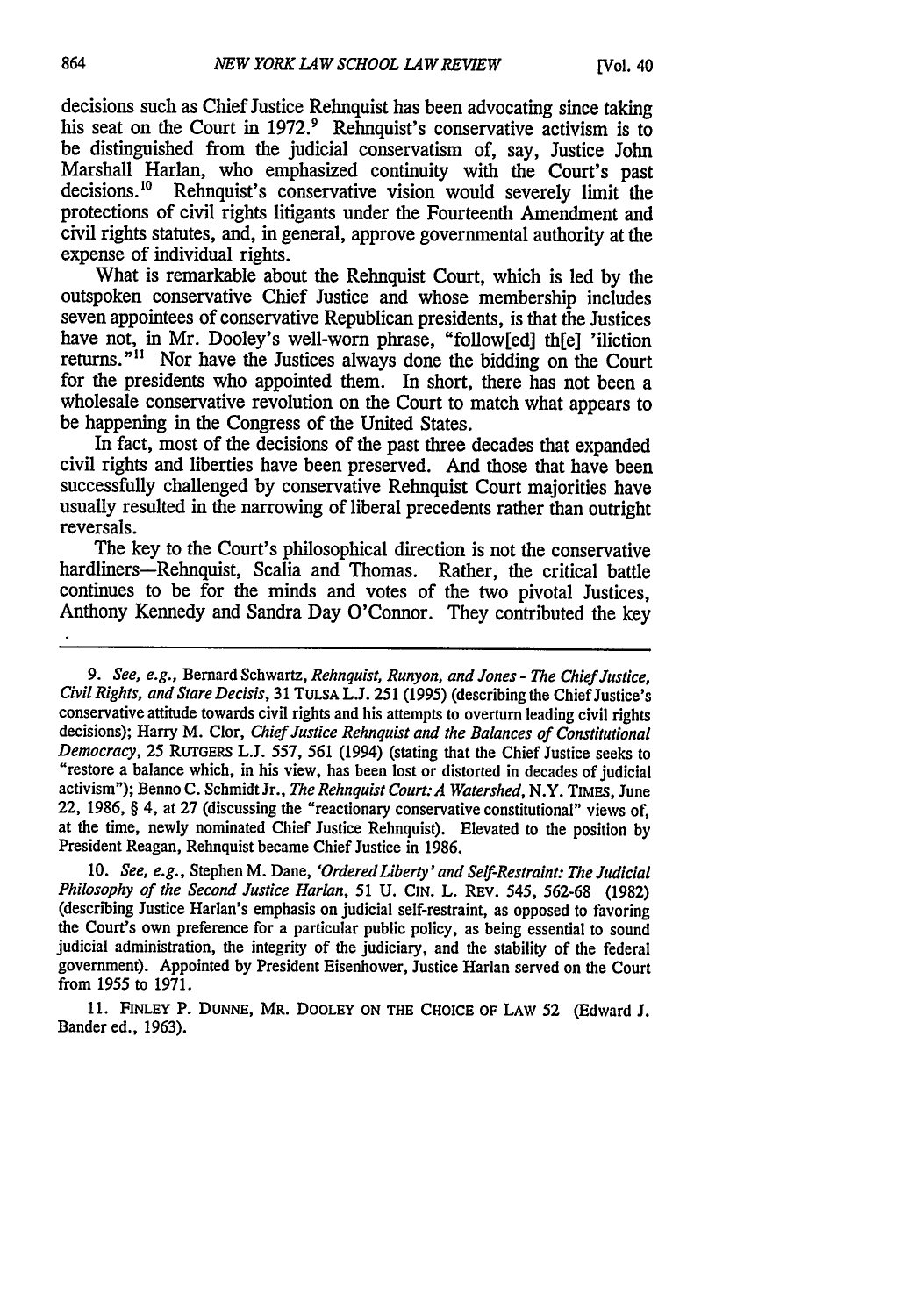decisions such as Chief Justice Rehnquist has been advocating since taking his seat on the Court in 1972.[9] Rehnquist's conservative activism is to be distinguished from the judicial conservatism of, say, Justice John Marshall Harlan, who emphasized continuity with the Court's past decisions.[10] Rehnquist's conservative vision would severely limit the protections of civil rights litigants under the Fourteenth Amendment and civil rights statutes, and, in general, approve governmental authority at the expense of individual rights.

What is remarkable about the Rehnquist Court, which is led by the outspoken conservative Chief Justice and whose membership includes seven appointees of conservative Republican presidents, is that the Justices have not, in Mr. Dooley's well-worn phrase, "follow[ed] th[e] 'iliction returns."[11] Nor have the Justices always done the bidding on the Court for the presidents who appointed them. In short, there has not been a wholesale conservative revolution on the Court to match what appears to be happening in the Congress of the United States.

In fact, most of the decisions of the past three decades that expanded civil rights and liberties have been preserved. And those that have been successfully challenged by conservative Rehnquist Court majorities have usually resulted in the narrowing of liberal precedents rather than outright reversals.

The key to the Court's philosophical direction is not the conservative hardliners—Rehnquist, Scalia and Thomas. Rather, the critical battle continues to be for the minds and votes of the two pivotal Justices, Anthony Kennedy and Sandra Day O'Connor. They contributed the key

---

9. *See, e.g.*, Bernard Schwartz, *Rehnquist, Runyon, and Jones - The Chief Justice, Civil Rights, and Stare Decisis*, 31 TULSA L.J. 251 (1995) (describing the Chief Justice's conservative attitude towards civil rights and his attempts to overturn leading civil rights decisions); Harry M. Clor, *Chief Justice Rehnquist and the Balances of Constitutional Democracy*, 25 RUTGERS L.J. 557, 561 (1994) (stating that the Chief Justice seeks to "restore a balance which, in his view, has been lost or distorted in decades of judicial activism"); Benno C. Schmidt Jr., *The Rehnquist Court: A Watershed*, N.Y. TIMES, June 22, 1986, § 4, at 27 (discussing the "reactionary conservative constitutional" views of, at the time, newly nominated Chief Justice Rehnquist). Elevated to the position by President Reagan, Rehnquist became Chief Justice in 1986.

10. *See, e.g.*, Stephen M. Dane, *'Ordered Liberty' and Self-Restraint: The Judicial Philosophy of the Second Justice Harlan*, 51 U. CIN. L. REV. 545, 562-68 (1982) (describing Justice Harlan's emphasis on judicial self-restraint, as opposed to favoring the Court's own preference for a particular public policy, as being essential to sound judicial administration, the integrity of the judiciary, and the stability of the federal government). Appointed by President Eisenhower, Justice Harlan served on the Court from 1955 to 1971.

11. FINLEY P. DUNNE, MR. DOOLEY ON THE CHOICE OF LAW 52 (Edward J. Bander ed., 1963).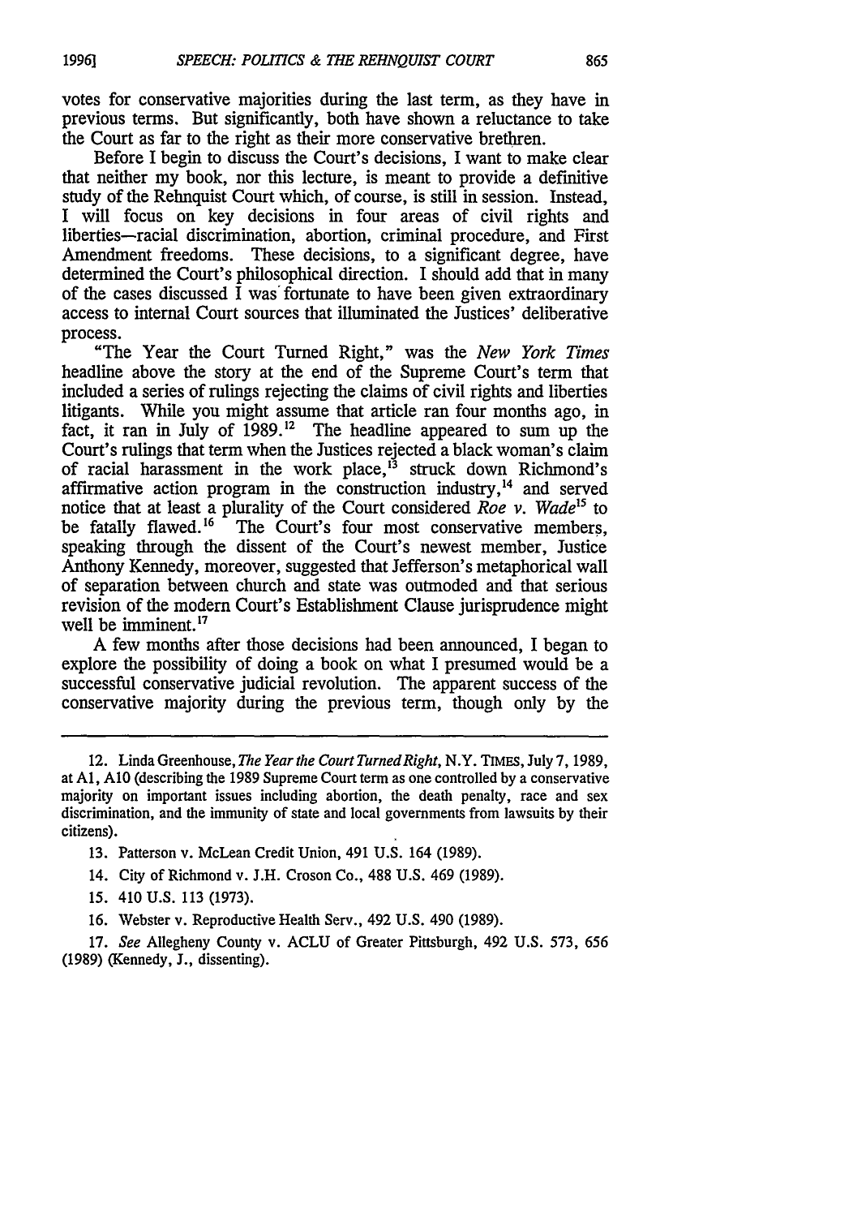votes for conservative majorities during the last term, as they have in previous terms. But significantly, both have shown a reluctance to take the Court as far to the right as their more conservative brethren.

Before I begin to discuss the Court's decisions, I want to make clear that neither my book, nor this lecture, is meant to provide a definitive study of the Rehnquist Court which, of course, is still in session. Instead, I will focus on key decisions in four areas of civil rights and liberties—racial discrimination, abortion, criminal procedure, and First Amendment freedoms. These decisions, to a significant degree, have determined the Court's philosophical direction. I should add that in many of the cases discussed I was fortunate to have been given extraordinary access to internal Court sources that illuminated the Justices' deliberative process.

"The Year the Court Turned Right," was the *New York Times* headline above the story at the end of the Supreme Court's term that included a series of rulings rejecting the claims of civil rights and liberties litigants. While you might assume that article ran four months ago, in fact, it ran in July of 1989.[12] The headline appeared to sum up the Court's rulings that term when the Justices rejected a black woman's claim of racial harassment in the work place,[13] struck down Richmond's affirmative action program in the construction industry,[14] and served notice that at least a plurality of the Court considered *Roe v. Wade*[15] to be fatally flawed.[16] The Court's four most conservative members, speaking through the dissent of the Court's newest member, Justice Anthony Kennedy, moreover, suggested that Jefferson's metaphorical wall of separation between church and state was outmoded and that serious revision of the modern Court's Establishment Clause jurisprudence might well be imminent.[17]

A few months after those decisions had been announced, I began to explore the possibility of doing a book on what I presumed would be a successful conservative judicial revolution. The apparent success of the conservative majority during the previous term, though only by the

---

12. Linda Greenhouse, *The Year the Court Turned Right*, N.Y. TIMES, July 7, 1989, at A1, A10 (describing the 1989 Supreme Court term as one controlled by a conservative majority on important issues including abortion, the death penalty, race and sex discrimination, and the immunity of state and local governments from lawsuits by their citizens).

13. Patterson v. McLean Credit Union, 491 U.S. 164 (1989).

14. City of Richmond v. J.H. Croson Co., 488 U.S. 469 (1989).

15. 410 U.S. 113 (1973).

16. Webster v. Reproductive Health Serv., 492 U.S. 490 (1989).

17. *See* Allegheny County v. ACLU of Greater Pittsburgh, 492 U.S. 573, 656 (1989) (Kennedy, J., dissenting).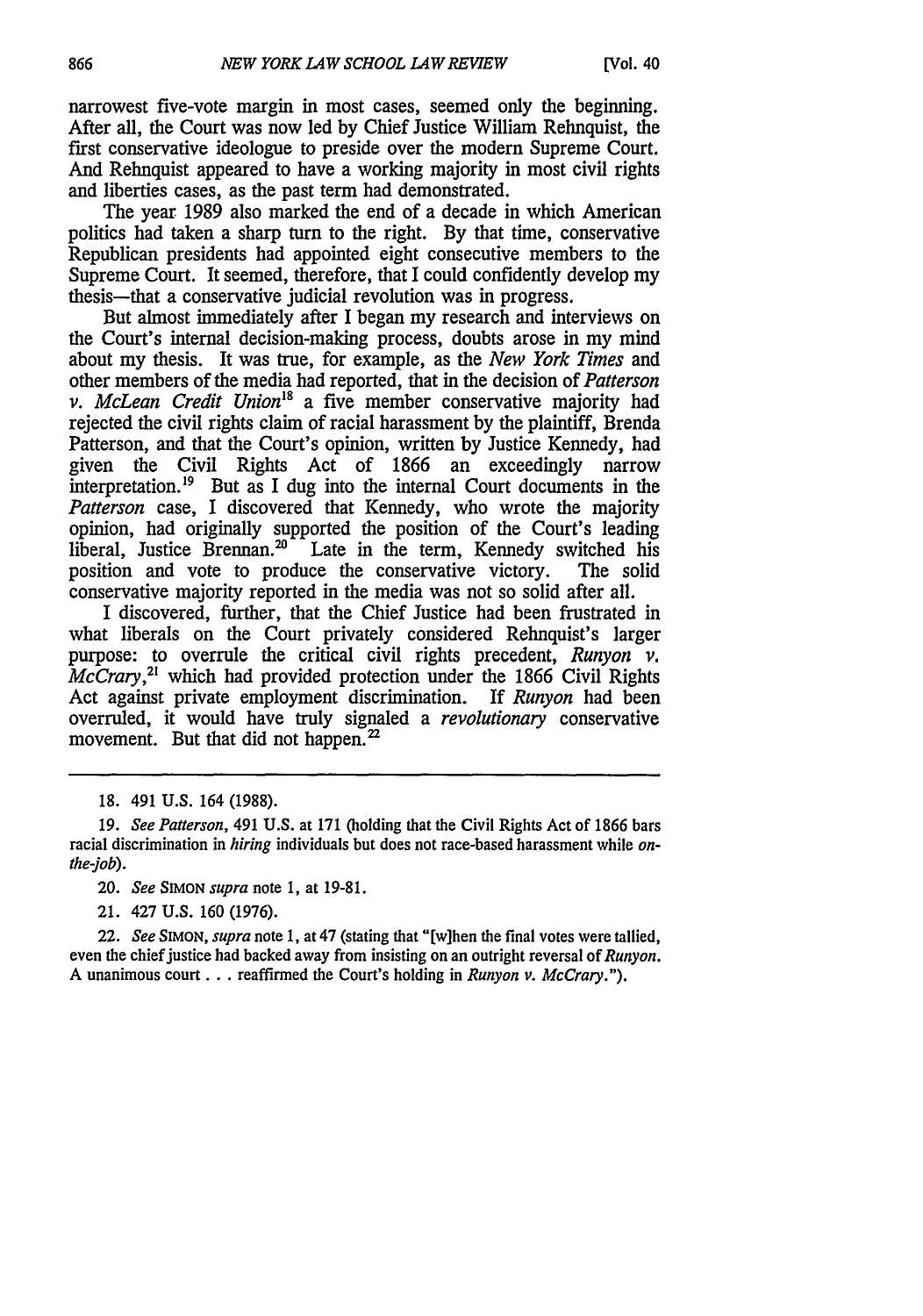narrowest five-vote margin in most cases, seemed only the beginning. After all, the Court was now led by Chief Justice William Rehnquist, the first conservative ideologue to preside over the modern Supreme Court. And Rehnquist appeared to have a working majority in most civil rights and liberties cases, as the past term had demonstrated.

The year 1989 also marked the end of a decade in which American politics had taken a sharp turn to the right. By that time, conservative Republican presidents had appointed eight consecutive members to the Supreme Court. It seemed, therefore, that I could confidently develop my thesis—that a conservative judicial revolution was in progress.

But almost immediately after I began my research and interviews on the Court's internal decision-making process, doubts arose in my mind about my thesis. It was true, for example, as the *New York Times* and other members of the media had reported, that in the decision of *Patterson v. McLean Credit Union*[18] a five member conservative majority had rejected the civil rights claim of racial harassment by the plaintiff, Brenda Patterson, and that the Court's opinion, written by Justice Kennedy, had given the Civil Rights Act of 1866 an exceedingly narrow interpretation.[19] But as I dug into the internal Court documents in the *Patterson* case, I discovered that Kennedy, who wrote the majority opinion, had originally supported the position of the Court's leading liberal, Justice Brennan.[20] Late in the term, Kennedy switched his position and vote to produce the conservative victory. The solid conservative majority reported in the media was not so solid after all.

I discovered, further, that the Chief Justice had been frustrated in what liberals on the Court privately considered Rehnquist's larger purpose: to overrule the critical civil rights precedent, *Runyon v. McCrary*,[21] which had provided protection under the 1866 Civil Rights Act against private employment discrimination. If *Runyon* had been overruled, it would have truly signaled a *revolutionary* conservative movement. But that did not happen.[22]

---

18. 491 U.S. 164 (1988).

19. *See Patterson*, 491 U.S. at 171 (holding that the Civil Rights Act of 1866 bars racial discrimination in *hiring* individuals but does not race-based harassment while *on-the-job*).

20. *See* SIMON *supra* note 1, at 19-81.

21. 427 U.S. 160 (1976).

22. *See* SIMON, *supra* note 1, at 47 (stating that "[w]hen the final votes were tallied, even the chief justice had backed away from insisting on an outright reversal of *Runyon*. A unanimous court . . . reaffirmed the Court's holding in *Runyon v. McCrary*.").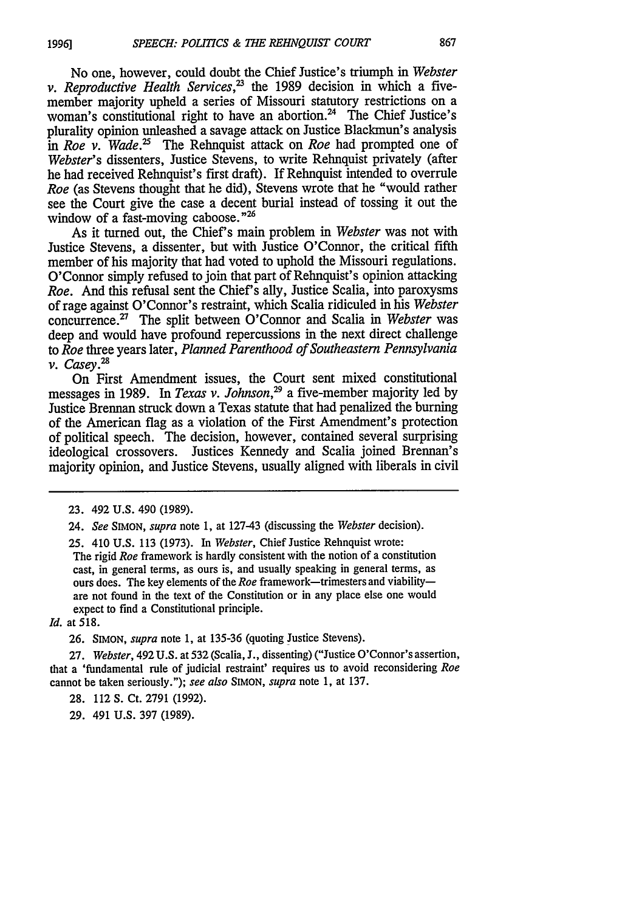No one, however, could doubt the Chief Justice's triumph in *Webster v. Reproductive Health Services*,[23] the 1989 decision in which a five-member majority upheld a series of Missouri statutory restrictions on a woman's constitutional right to have an abortion.[24] The Chief Justice's plurality opinion unleashed a savage attack on Justice Blackmun's analysis in *Roe v. Wade*.[25] The Rehnquist attack on *Roe* had prompted one of *Webster*'s dissenters, Justice Stevens, to write Rehnquist privately (after he had received Rehnquist's first draft). If Rehnquist intended to overrule *Roe* (as Stevens thought that he did), Stevens wrote that he "would rather see the Court give the case a decent burial instead of tossing it out the window of a fast-moving caboose."[26]

As it turned out, the Chief's main problem in *Webster* was not with Justice Stevens, a dissenter, but with Justice O'Connor, the critical fifth member of his majority that had voted to uphold the Missouri regulations. O'Connor simply refused to join that part of Rehnquist's opinion attacking *Roe*. And this refusal sent the Chief's ally, Justice Scalia, into paroxysms of rage against O'Connor's restraint, which Scalia ridiculed in his *Webster* concurrence.[27] The split between O'Connor and Scalia in *Webster* was deep and would have profound repercussions in the next direct challenge to *Roe* three years later, *Planned Parenthood of Southeastern Pennsylvania v. Casey*.[28]

On First Amendment issues, the Court sent mixed constitutional messages in 1989. In *Texas v. Johnson*,[29] a five-member majority led by Justice Brennan struck down a Texas statute that had penalized the burning of the American flag as a violation of the First Amendment's protection of political speech. The decision, however, contained several surprising ideological crossovers. Justices Kennedy and Scalia joined Brennan's majority opinion, and Justice Stevens, usually aligned with liberals in civil

---

23. 492 U.S. 490 (1989).

24. *See* SIMON, *supra* note 1, at 127-43 (discussing the *Webster* decision).

25. 410 U.S. 113 (1973). In *Webster*, Chief Justice Rehnquist wrote:

> The rigid *Roe* framework is hardly consistent with the notion of a constitution cast, in general terms, as ours is, and usually speaking in general terms, as ours does. The key elements of the *Roe* framework—trimesters and viability—are not found in the text of the Constitution or in any place else one would expect to find a Constitutional principle.

*Id.* at 518.

26. SIMON, *supra* note 1, at 135-36 (quoting Justice Stevens).

27. *Webster*, 492 U.S. at 532 (Scalia, J., dissenting) ("Justice O'Connor's assertion, that a 'fundamental rule of judicial restraint' requires us to avoid reconsidering *Roe* cannot be taken seriously."); *see also* SIMON, *supra* note 1, at 137.

28. 112 S. Ct. 2791 (1992).

29. 491 U.S. 397 (1989).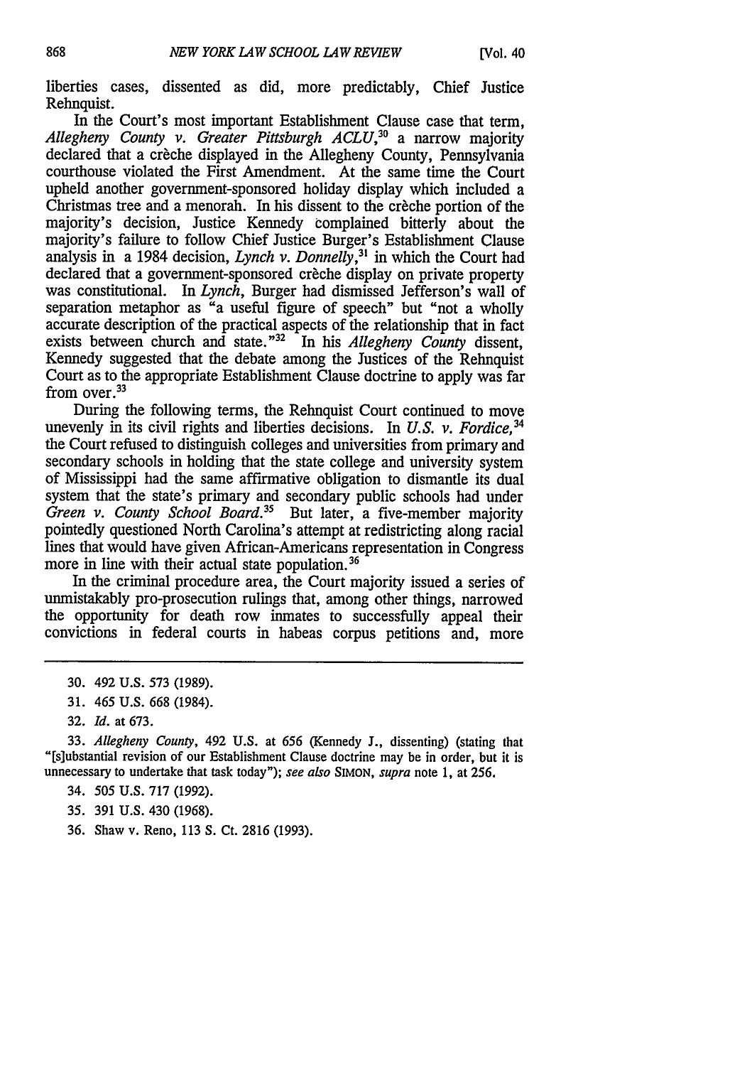liberties cases, dissented as did, more predictably, Chief Justice Rehnquist.

In the Court's most important Establishment Clause case that term, *Allegheny County v. Greater Pittsburgh ACLU*,[30] a narrow majority declared that a crèche displayed in the Allegheny County, Pennsylvania courthouse violated the First Amendment. At the same time the Court upheld another government-sponsored holiday display which included a Christmas tree and a menorah. In his dissent to the crèche portion of the majority's decision, Justice Kennedy complained bitterly about the majority's failure to follow Chief Justice Burger's Establishment Clause analysis in a 1984 decision, *Lynch v. Donnelly*,[31] in which the Court had declared that a government-sponsored crèche display on private property was constitutional. In *Lynch*, Burger had dismissed Jefferson's wall of separation metaphor as "a useful figure of speech" but "not a wholly accurate description of the practical aspects of the relationship that in fact exists between church and state."[32] In his *Allegheny County* dissent, Kennedy suggested that the debate among the Justices of the Rehnquist Court as to the appropriate Establishment Clause doctrine to apply was far from over.[33]

During the following terms, the Rehnquist Court continued to move unevenly in its civil rights and liberties decisions. In *U.S. v. Fordice*,[34] the Court refused to distinguish colleges and universities from primary and secondary schools in holding that the state college and university system of Mississippi had the same affirmative obligation to dismantle its dual system that the state's primary and secondary public schools had under *Green v. County School Board*.[35] But later, a five-member majority pointedly questioned North Carolina's attempt at redistricting along racial lines that would have given African-Americans representation in Congress more in line with their actual state population.[36]

In the criminal procedure area, the Court majority issued a series of unmistakably pro-prosecution rulings that, among other things, narrowed the opportunity for death row inmates to successfully appeal their convictions in federal courts in habeas corpus petitions and, more

---

30. 492 U.S. 573 (1989).

31. 465 U.S. 668 (1984).

32. *Id.* at 673.

33. *Allegheny County*, 492 U.S. at 656 (Kennedy J., dissenting) (stating that "[s]ubstantial revision of our Establishment Clause doctrine may be in order, but it is unnecessary to undertake that task today"); *see also* SIMON, *supra* note 1, at 256.

34. 505 U.S. 717 (1992).

35. 391 U.S. 430 (1968).

36. Shaw v. Reno, 113 S. Ct. 2816 (1993).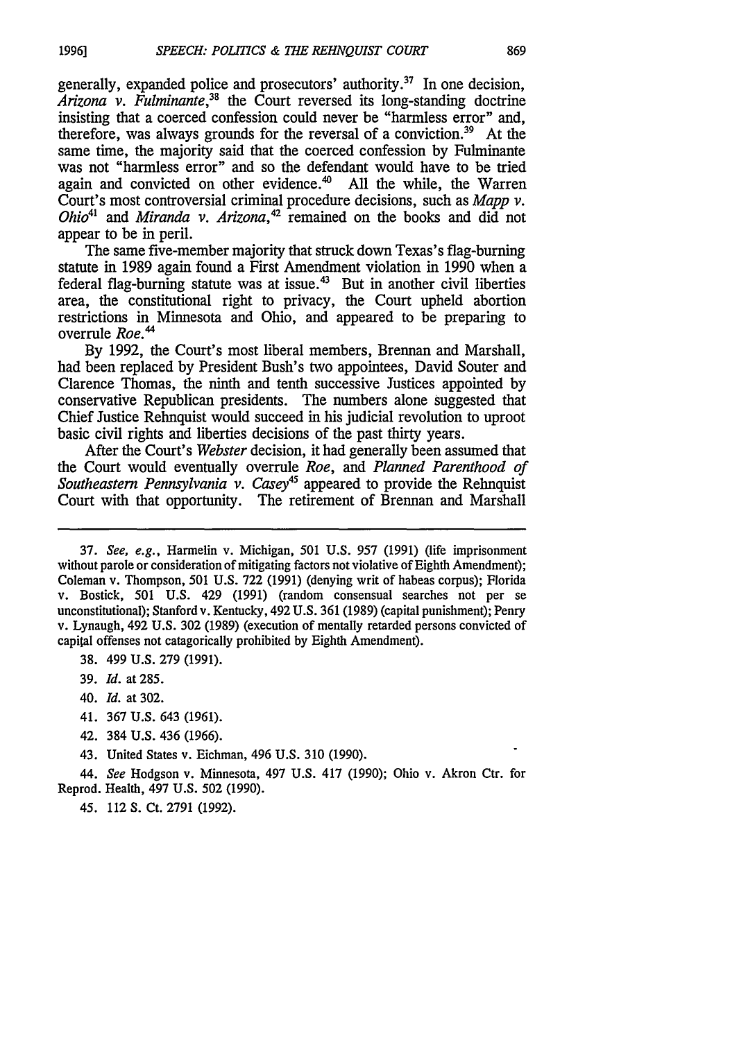generally, expanded police and prosecutors' authority.[37] In one decision, *Arizona v. Fulminante*,[38] the Court reversed its long-standing doctrine insisting that a coerced confession could never be "harmless error" and, therefore, was always grounds for the reversal of a conviction.[39] At the same time, the majority said that the coerced confession by Fulminante was not "harmless error" and so the defendant would have to be tried again and convicted on other evidence.[40] All the while, the Warren Court's most controversial criminal procedure decisions, such as *Mapp v. Ohio*[41] and *Miranda v. Arizona*,[42] remained on the books and did not appear to be in peril.

The same five-member majority that struck down Texas's flag-burning statute in 1989 again found a First Amendment violation in 1990 when a federal flag-burning statute was at issue.[43] But in another civil liberties area, the constitutional right to privacy, the Court upheld abortion restrictions in Minnesota and Ohio, and appeared to be preparing to overrule *Roe*.[44]

By 1992, the Court's most liberal members, Brennan and Marshall, had been replaced by President Bush's two appointees, David Souter and Clarence Thomas, the ninth and tenth successive Justices appointed by conservative Republican presidents. The numbers alone suggested that Chief Justice Rehnquist would succeed in his judicial revolution to uproot basic civil rights and liberties decisions of the past thirty years.

After the Court's *Webster* decision, it had generally been assumed that the Court would eventually overrule *Roe*, and *Planned Parenthood of Southeastern Pennsylvania v. Casey*[45] appeared to provide the Rehnquist Court with that opportunity. The retirement of Brennan and Marshall

---

37. *See, e.g.*, Harmelin v. Michigan, 501 U.S. 957 (1991) (life imprisonment without parole or consideration of mitigating factors not violative of Eighth Amendment); Coleman v. Thompson, 501 U.S. 722 (1991) (denying writ of habeas corpus); Florida v. Bostick, 501 U.S. 429 (1991) (random consensual searches not per se unconstitutional); Stanford v. Kentucky, 492 U.S. 361 (1989) (capital punishment); Penry v. Lynaugh, 492 U.S. 302 (1989) (execution of mentally retarded persons convicted of capital offenses not catagorically prohibited by Eighth Amendment).

38. 499 U.S. 279 (1991).

39. *Id.* at 285.

40. *Id.* at 302.

41. 367 U.S. 643 (1961).

42. 384 U.S. 436 (1966).

43. United States v. Eichman, 496 U.S. 310 (1990).

44. *See* Hodgson v. Minnesota, 497 U.S. 417 (1990); Ohio v. Akron Ctr. for Reprod. Health, 497 U.S. 502 (1990).

45. 112 S. Ct. 2791 (1992).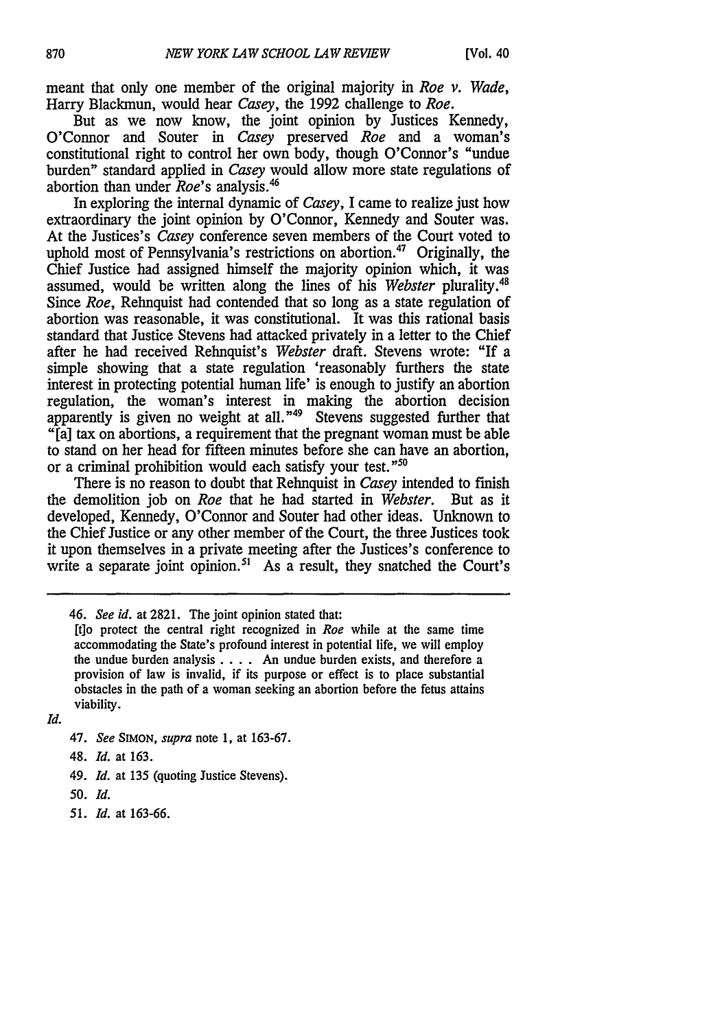meant that only one member of the original majority in *Roe v. Wade*, Harry Blackmun, would hear *Casey*, the 1992 challenge to *Roe*.

But as we now know, the joint opinion by Justices Kennedy, O'Connor and Souter in *Casey* preserved *Roe* and a woman's constitutional right to control her own body, though O'Connor's "undue burden" standard applied in *Casey* would allow more state regulations of abortion than under *Roe*'s analysis.[46]

In exploring the internal dynamic of *Casey*, I came to realize just how extraordinary the joint opinion by O'Connor, Kennedy and Souter was. At the Justices's *Casey* conference seven members of the Court voted to uphold most of Pennsylvania's restrictions on abortion.[47] Originally, the Chief Justice had assigned himself the majority opinion which, it was assumed, would be written along the lines of his *Webster* plurality.[48] Since *Roe*, Rehnquist had contended that so long as a state regulation of abortion was reasonable, it was constitutional. It was this rational basis standard that Justice Stevens had attacked privately in a letter to the Chief after he had received Rehnquist's *Webster* draft. Stevens wrote: "If a simple showing that a state regulation 'reasonably furthers the state interest in protecting potential human life' is enough to justify an abortion regulation, the woman's interest in making the abortion decision apparently is given no weight at all."[49] Stevens suggested further that "[a] tax on abortions, a requirement that the pregnant woman must be able to stand on her head for fifteen minutes before she can have an abortion, or a criminal prohibition would each satisfy your test."[50]

There is no reason to doubt that Rehnquist in *Casey* intended to finish the demolition job on *Roe* that he had started in *Webster*. But as it developed, Kennedy, O'Connor and Souter had other ideas. Unknown to the Chief Justice or any other member of the Court, the three Justices took it upon themselves in a private meeting after the Justices's conference to write a separate joint opinion.[51] As a result, they snatched the Court's

---

46. *See id.* at 2821. The joint opinion stated that:

> [t]o protect the central right recognized in *Roe* while at the same time accommodating the State's profound interest in potential life, we will employ the undue burden analysis . . . . An undue burden exists, and therefore a provision of law is invalid, if its purpose or effect is to place substantial obstacles in the path of a woman seeking an abortion before the fetus attains viability.

*Id.*

47. *See* SIMON, *supra* note 1, at 163-67.

48. *Id.* at 163.

49. *Id.* at 135 (quoting Justice Stevens).

50. *Id.*

51. *Id.* at 163-66.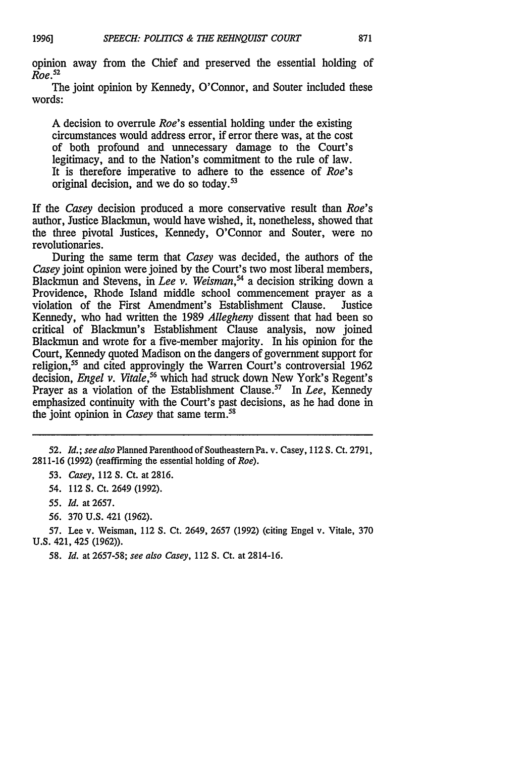opinion away from the Chief and preserved the essential holding of *Roe*.[52]

The joint opinion by Kennedy, O'Connor, and Souter included these words:

> A decision to overrule *Roe*'s essential holding under the existing circumstances would address error, if error there was, at the cost of both profound and unnecessary damage to the Court's legitimacy, and to the Nation's commitment to the rule of law. It is therefore imperative to adhere to the essence of *Roe*'s original decision, and we do so today.[53]

If the *Casey* decision produced a more conservative result than *Roe*'s author, Justice Blackmun, would have wished, it, nonetheless, showed that the three pivotal Justices, Kennedy, O'Connor and Souter, were no revolutionaries.

During the same term that *Casey* was decided, the authors of the *Casey* joint opinion were joined by the Court's two most liberal members, Blackmun and Stevens, in *Lee v. Weisman*,[54] a decision striking down a Providence, Rhode Island middle school commencement prayer as a violation of the First Amendment's Establishment Clause. Justice Kennedy, who had written the 1989 *Allegheny* dissent that had been so critical of Blackmun's Establishment Clause analysis, now joined Blackmun and wrote for a five-member majority. In his opinion for the Court, Kennedy quoted Madison on the dangers of government support for religion,[55] and cited approvingly the Warren Court's controversial 1962 decision, *Engel v. Vitale*,[56] which had struck down New York's Regent's Prayer as a violation of the Establishment Clause.[57] In *Lee*, Kennedy emphasized continuity with the Court's past decisions, as he had done in the joint opinion in *Casey* that same term.[58]

---

52. *Id.*; *see also* Planned Parenthood of Southeastern Pa. v. Casey, 112 S. Ct. 2791, 2811-16 (1992) (reaffirming the essential holding of *Roe*).

53. *Casey*, 112 S. Ct. at 2816.

54. 112 S. Ct. 2649 (1992).

55. *Id.* at 2657.

56. 370 U.S. 421 (1962).

57. Lee v. Weisman, 112 S. Ct. 2649, 2657 (1992) (citing Engel v. Vitale, 370 U.S. 421, 425 (1962)).

58. *Id.* at 2657-58; *see also Casey*, 112 S. Ct. at 2814-16.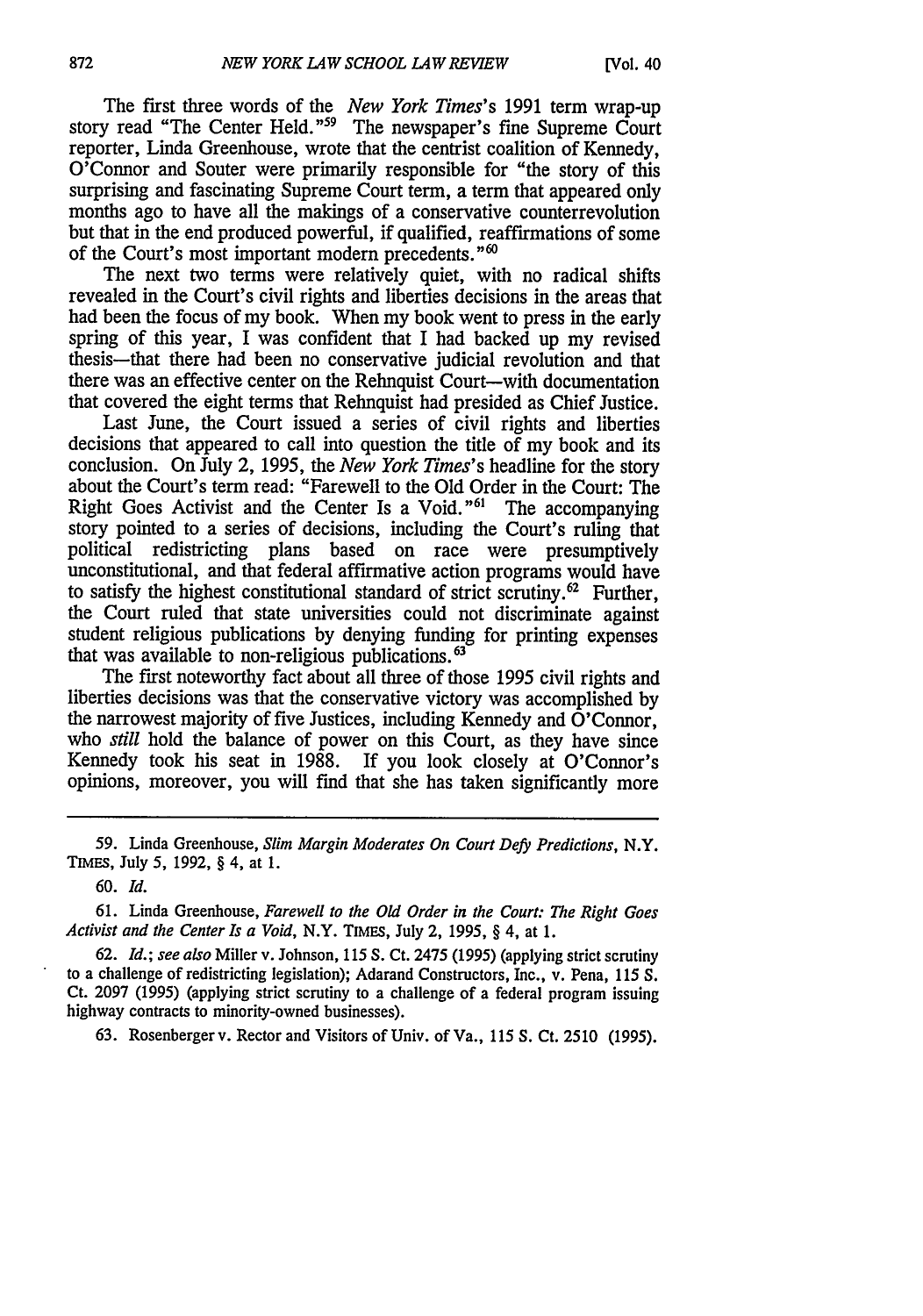The first three words of the *New York Times*'s 1991 term wrap-up story read "The Center Held."[59] The newspaper's fine Supreme Court reporter, Linda Greenhouse, wrote that the centrist coalition of Kennedy, O'Connor and Souter were primarily responsible for "the story of this surprising and fascinating Supreme Court term, a term that appeared only months ago to have all the makings of a conservative counterrevolution but that in the end produced powerful, if qualified, reaffirmations of some of the Court's most important modern precedents."[60]

The next two terms were relatively quiet, with no radical shifts revealed in the Court's civil rights and liberties decisions in the areas that had been the focus of my book. When my book went to press in the early spring of this year, I was confident that I had backed up my revised thesis—that there had been no conservative judicial revolution and that there was an effective center on the Rehnquist Court—with documentation that covered the eight terms that Rehnquist had presided as Chief Justice.

Last June, the Court issued a series of civil rights and liberties decisions that appeared to call into question the title of my book and its conclusion. On July 2, 1995, the *New York Times*'s headline for the story about the Court's term read: "Farewell to the Old Order in the Court: The Right Goes Activist and the Center Is a Void."[61] The accompanying story pointed to a series of decisions, including the Court's ruling that political redistricting plans based on race were presumptively unconstitutional, and that federal affirmative action programs would have to satisfy the highest constitutional standard of strict scrutiny.[62] Further, the Court ruled that state universities could not discriminate against student religious publications by denying funding for printing expenses that was available to non-religious publications.[63]

The first noteworthy fact about all three of those 1995 civil rights and liberties decisions was that the conservative victory was accomplished by the narrowest majority of five Justices, including Kennedy and O'Connor, who *still* hold the balance of power on this Court, as they have since Kennedy took his seat in 1988. If you look closely at O'Connor's opinions, moreover, you will find that she has taken significantly more

---

59. Linda Greenhouse, *Slim Margin Moderates On Court Defy Predictions*, N.Y. TIMES, July 5, 1992, § 4, at 1.

60. *Id.*

61. Linda Greenhouse, *Farewell to the Old Order in the Court: The Right Goes Activist and the Center Is a Void*, N.Y. TIMES, July 2, 1995, § 4, at 1.

62. *Id.*; *see also* Miller v. Johnson, 115 S. Ct. 2475 (1995) (applying strict scrutiny to a challenge of redistricting legislation); Adarand Constructors, Inc., v. Pena, 115 S. Ct. 2097 (1995) (applying strict scrutiny to a challenge of a federal program issuing highway contracts to minority-owned businesses).

63. Rosenberger v. Rector and Visitors of Univ. of Va., 115 S. Ct. 2510 (1995).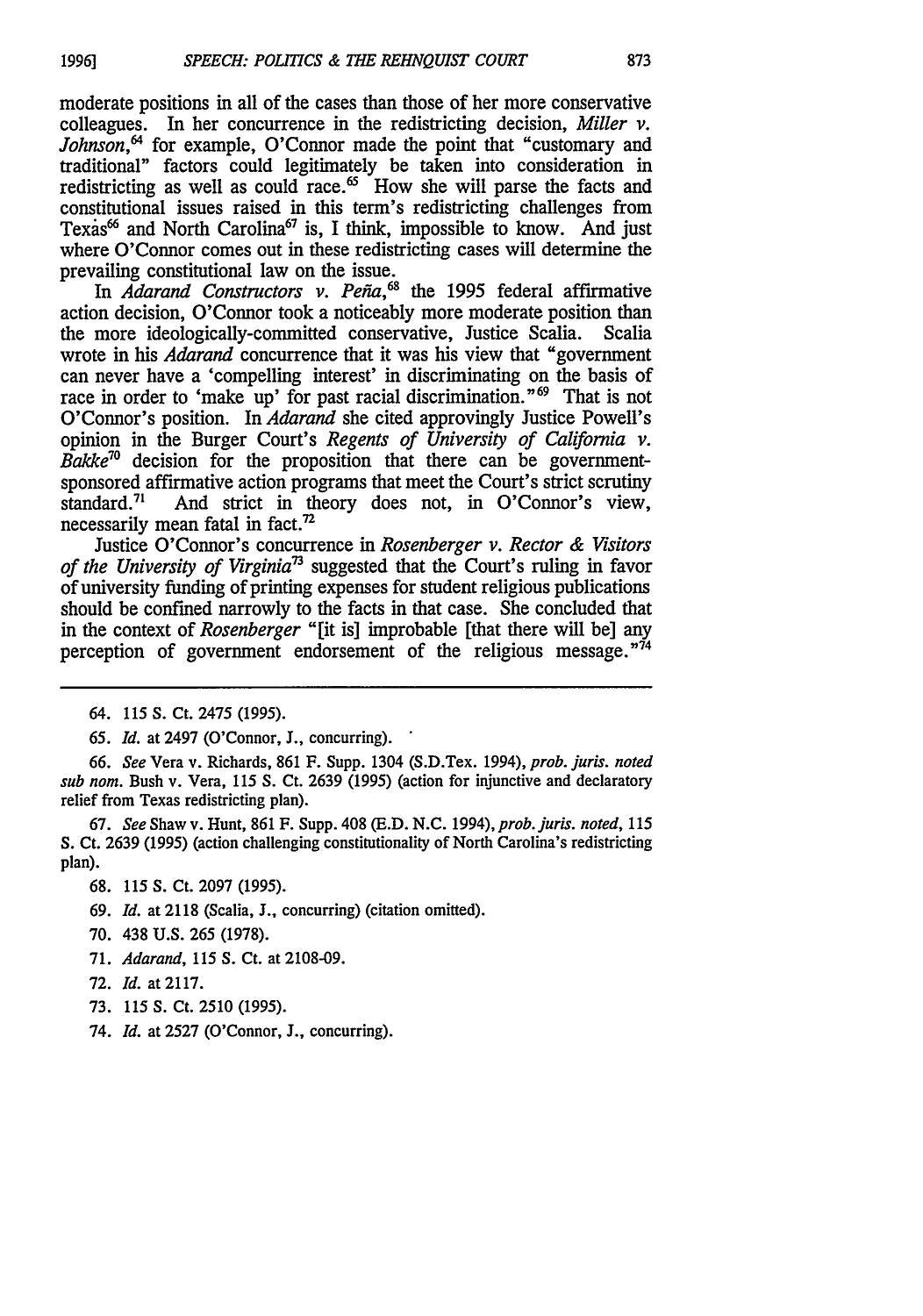moderate positions in all of the cases than those of her more conservative colleagues. In her concurrence in the redistricting decision, *Miller v. Johnson*,[64] for example, O'Connor made the point that "customary and traditional" factors could legitimately be taken into consideration in redistricting as well as could race.[65] How she will parse the facts and constitutional issues raised in this term's redistricting challenges from Texas[66] and North Carolina[67] is, I think, impossible to know. And just where O'Connor comes out in these redistricting cases will determine the prevailing constitutional law on the issue.

In *Adarand Constructors v. Peña*,[68] the 1995 federal affirmative action decision, O'Connor took a noticeably more moderate position than the more ideologically-committed conservative, Justice Scalia. Scalia wrote in his *Adarand* concurrence that it was his view that "government can never have a 'compelling interest' in discriminating on the basis of race in order to 'make up' for past racial discrimination."[69] That is not O'Connor's position. In *Adarand* she cited approvingly Justice Powell's opinion in the Burger Court's *Regents of University of California v. Bakke*[70] decision for the proposition that there can be government-sponsored affirmative action programs that meet the Court's strict scrutiny standard.[71] And strict in theory does not, in O'Connor's view, necessarily mean fatal in fact.[72]

Justice O'Connor's concurrence in *Rosenberger v. Rector & Visitors of the University of Virginia*[73] suggested that the Court's ruling in favor of university funding of printing expenses for student religious publications should be confined narrowly to the facts in that case. She concluded that in the context of *Rosenberger* "[it is] improbable [that there will be] any perception of government endorsement of the religious message."[74]

---

64. 115 S. Ct. 2475 (1995).

65. *Id.* at 2497 (O'Connor, J., concurring).

66. *See* Vera v. Richards, 861 F. Supp. 1304 (S.D.Tex. 1994), *prob. juris. noted sub nom.* Bush v. Vera, 115 S. Ct. 2639 (1995) (action for injunctive and declaratory relief from Texas redistricting plan).

67. *See* Shaw v. Hunt, 861 F. Supp. 408 (E.D. N.C. 1994), *prob. juris. noted*, 115 S. Ct. 2639 (1995) (action challenging constitutionality of North Carolina's redistricting plan).

68. 115 S. Ct. 2097 (1995).

69. *Id.* at 2118 (Scalia, J., concurring) (citation omitted).

70. 438 U.S. 265 (1978).

71. *Adarand*, 115 S. Ct. at 2108-09.

72. *Id.* at 2117.

73. 115 S. Ct. 2510 (1995).

74. *Id.* at 2527 (O'Connor, J., concurring).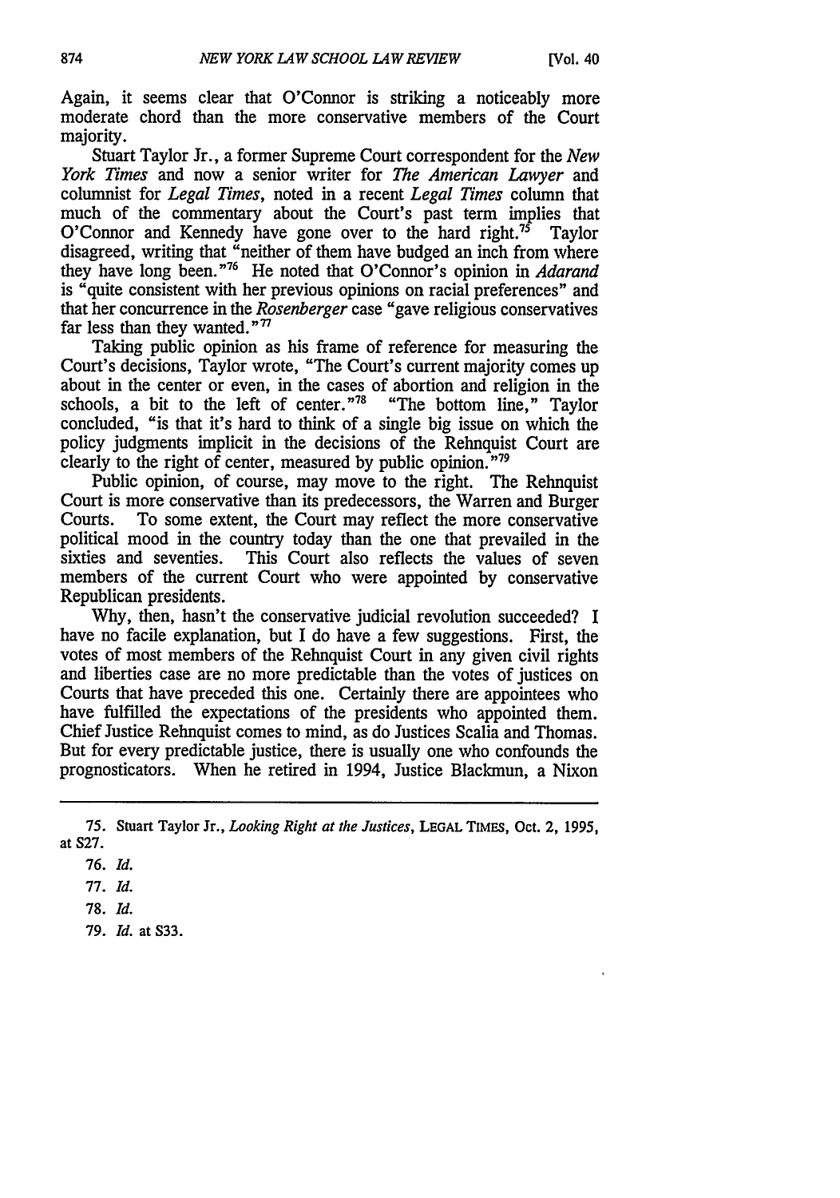Again, it seems clear that O'Connor is striking a noticeably more moderate chord than the more conservative members of the Court majority.

Stuart Taylor Jr., a former Supreme Court correspondent for the *New York Times* and now a senior writer for *The American Lawyer* and columnist for *Legal Times*, noted in a recent *Legal Times* column that much of the commentary about the Court's past term implies that O'Connor and Kennedy have gone over to the hard right.[75] Taylor disagreed, writing that "neither of them have budged an inch from where they have long been."[76] He noted that O'Connor's opinion in *Adarand* is "quite consistent with her previous opinions on racial preferences" and that her concurrence in the *Rosenberger* case "gave religious conservatives far less than they wanted."[77]

Taking public opinion as his frame of reference for measuring the Court's decisions, Taylor wrote, "The Court's current majority comes up about in the center or even, in the cases of abortion and religion in the schools, a bit to the left of center."[78] "The bottom line," Taylor concluded, "is that it's hard to think of a single big issue on which the policy judgments implicit in the decisions of the Rehnquist Court are clearly to the right of center, measured by public opinion."[79]

Public opinion, of course, may move to the right. The Rehnquist Court is more conservative than its predecessors, the Warren and Burger Courts. To some extent, the Court may reflect the more conservative political mood in the country today than the one that prevailed in the sixties and seventies. This Court also reflects the values of seven members of the current Court who were appointed by conservative Republican presidents.

Why, then, hasn't the conservative judicial revolution succeeded? I have no facile explanation, but I do have a few suggestions. First, the votes of most members of the Rehnquist Court in any given civil rights and liberties case are no more predictable than the votes of justices on Courts that have preceded this one. Certainly there are appointees who have fulfilled the expectations of the presidents who appointed them. Chief Justice Rehnquist comes to mind, as do Justices Scalia and Thomas. But for every predictable justice, there is usually one who confounds the prognosticators. When he retired in 1994, Justice Blackmun, a Nixon

---

75. Stuart Taylor Jr., *Looking Right at the Justices*, LEGAL TIMES, Oct. 2, 1995, at S27.

76. *Id.*

77. *Id.*

78. *Id.*

79. *Id.* at S33.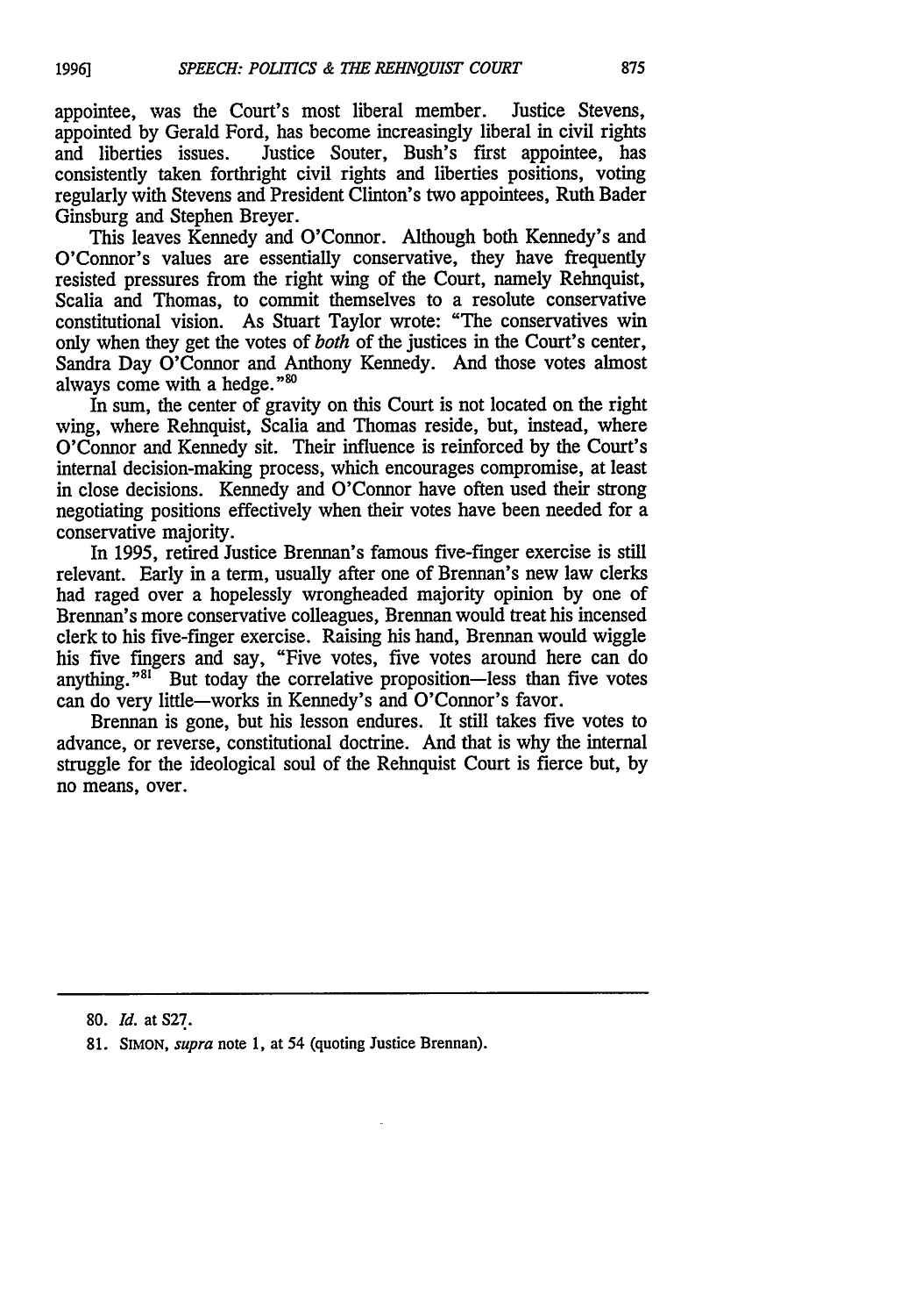appointee, was the Court's most liberal member. Justice Stevens, appointed by Gerald Ford, has become increasingly liberal in civil rights and liberties issues. Justice Souter, Bush's first appointee, has consistently taken forthright civil rights and liberties positions, voting regularly with Stevens and President Clinton's two appointees, Ruth Bader Ginsburg and Stephen Breyer.

This leaves Kennedy and O'Connor. Although both Kennedy's and O'Connor's values are essentially conservative, they have frequently resisted pressures from the right wing of the Court, namely Rehnquist, Scalia and Thomas, to commit themselves to a resolute conservative constitutional vision. As Stuart Taylor wrote: "The conservatives win only when they get the votes of *both* of the justices in the Court's center, Sandra Day O'Connor and Anthony Kennedy. And those votes almost always come with a hedge."[80]

In sum, the center of gravity on this Court is not located on the right wing, where Rehnquist, Scalia and Thomas reside, but, instead, where O'Connor and Kennedy sit. Their influence is reinforced by the Court's internal decision-making process, which encourages compromise, at least in close decisions. Kennedy and O'Connor have often used their strong negotiating positions effectively when their votes have been needed for a conservative majority.

In 1995, retired Justice Brennan's famous five-finger exercise is still relevant. Early in a term, usually after one of Brennan's new law clerks had raged over a hopelessly wrongheaded majority opinion by one of Brennan's more conservative colleagues, Brennan would treat his incensed clerk to his five-finger exercise. Raising his hand, Brennan would wiggle his five fingers and say, "Five votes, five votes around here can do anything."[81] But today the correlative proposition—less than five votes can do very little—works in Kennedy's and O'Connor's favor.

Brennan is gone, but his lesson endures. It still takes five votes to advance, or reverse, constitutional doctrine. And that is why the internal struggle for the ideological soul of the Rehnquist Court is fierce but, by no means, over.

---

80. *Id.* at S27.

81. SIMON, *supra* note 1, at 54 (quoting Justice Brennan).